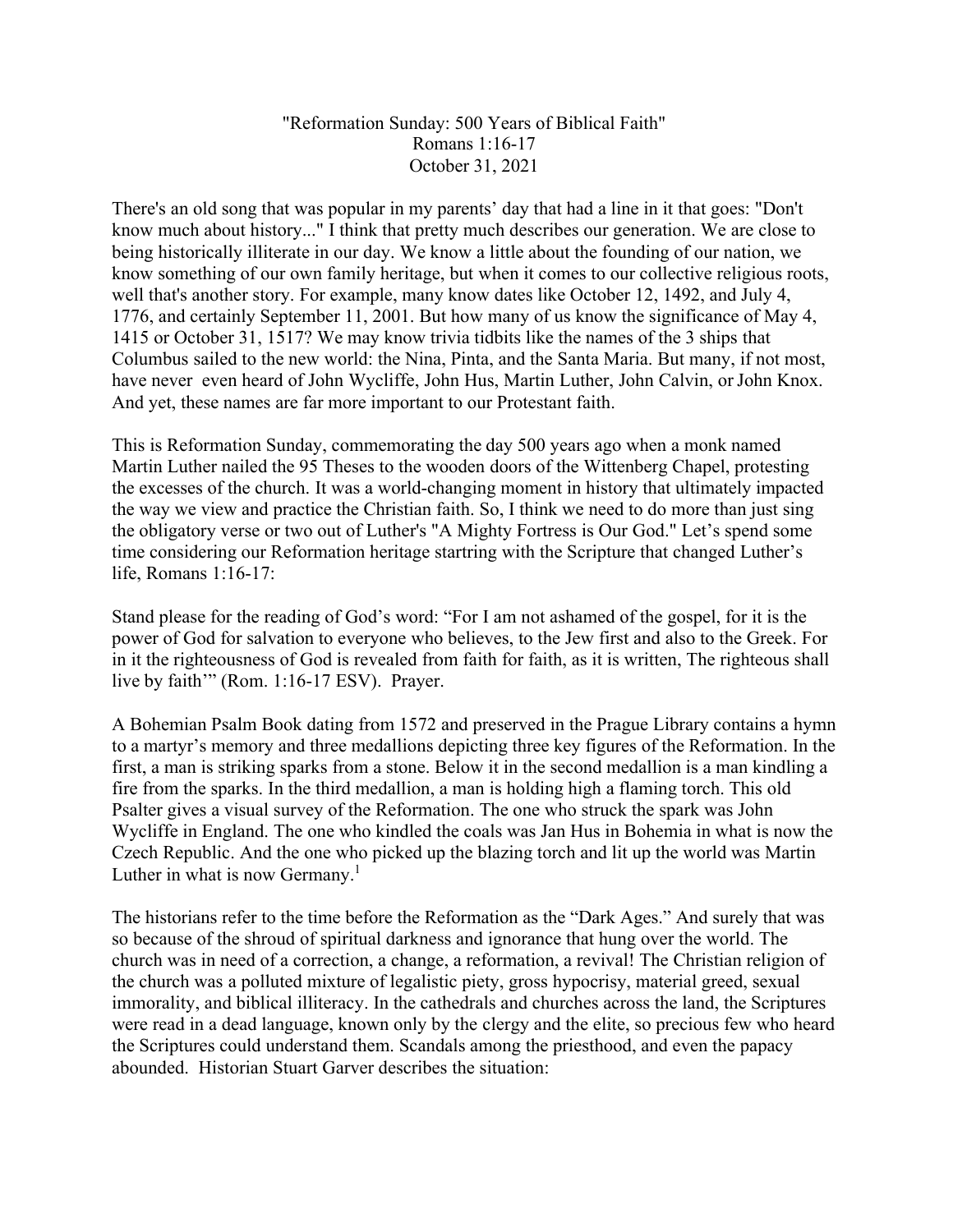"Reformation Sunday: 500 Years of Biblical Faith"
Romans 1:16-17
October 31, 2021

There's an old song that was popular in my parents' day that had a line in it that goes: "Don't know much about history..." I think that pretty much describes our generation. We are close to being historically illiterate in our day. We know a little about the founding of our nation, we know something of our own family heritage, but when it comes to our collective religious roots, well that's another story. For example, many know dates like October 12, 1492, and July 4, 1776, and certainly September 11, 2001. But how many of us know the significance of May 4, 1415 or October 31, 1517? We may know trivia tidbits like the names of the 3 ships that Columbus sailed to the new world: the Nina, Pinta, and the Santa Maria. But many, if not most, have never even heard of John Wycliffe, John Hus, Martin Luther, John Calvin, or John Knox. And yet, these names are far more important to our Protestant faith.

This is Reformation Sunday, commemorating the day 500 years ago when a monk named Martin Luther nailed the 95 Theses to the wooden doors of the Wittenberg Chapel, protesting the excesses of the church. It was a world-changing moment in history that ultimately impacted the way we view and practice the Christian faith. So, I think we need to do more than just sing the obligatory verse or two out of Luther's "A Mighty Fortress is Our God." Let's spend some time considering our Reformation heritage startring with the Scripture that changed Luther's life, Romans 1:16-17:

Stand please for the reading of God's word: "For I am not ashamed of the gospel, for it is the power of God for salvation to everyone who believes, to the Jew first and also to the Greek. For in it the righteousness of God is revealed from faith for faith, as it is written, The righteous shall live by faith'" (Rom. 1:16-17 ESV). Prayer.

A Bohemian Psalm Book dating from 1572 and preserved in the Prague Library contains a hymn to a martyr's memory and three medallions depicting three key figures of the Reformation. In the first, a man is striking sparks from a stone. Below it in the second medallion is a man kindling a fire from the sparks. In the third medallion, a man is holding high a flaming torch. This old Psalter gives a visual survey of the Reformation. The one who struck the spark was John Wycliffe in England. The one who kindled the coals was Jan Hus in Bohemia in what is now the Czech Republic. And the one who picked up the blazing torch and lit up the world was Martin Luther in what is now Germany.[1]

The historians refer to the time before the Reformation as the "Dark Ages." And surely that was so because of the shroud of spiritual darkness and ignorance that hung over the world. The church was in need of a correction, a change, a reformation, a revival! The Christian religion of the church was a polluted mixture of legalistic piety, gross hypocrisy, material greed, sexual immorality, and biblical illiteracy. In the cathedrals and churches across the land, the Scriptures were read in a dead language, known only by the clergy and the elite, so precious few who heard the Scriptures could understand them. Scandals among the priesthood, and even the papacy abounded. Historian Stuart Garver describes the situation: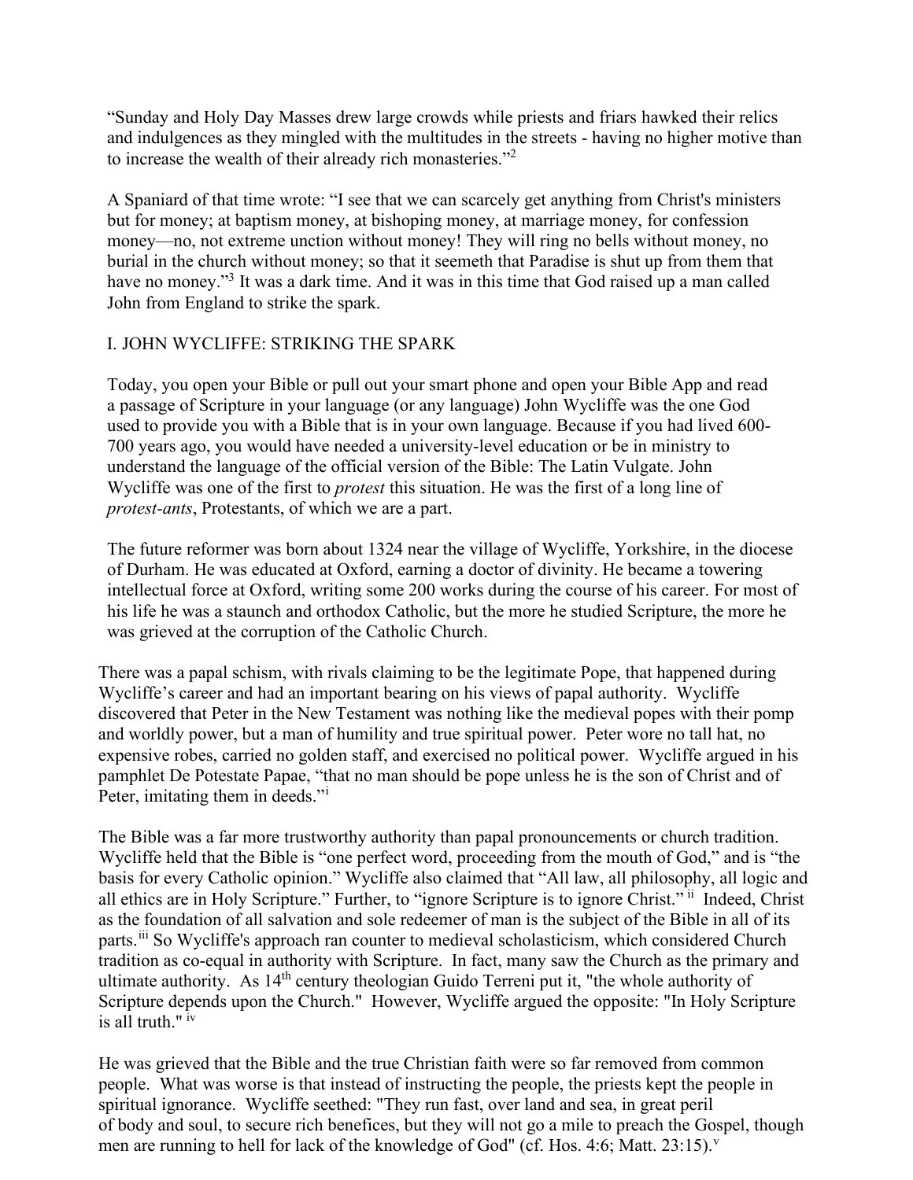"Sunday and Holy Day Masses drew large crowds while priests and friars hawked their relics and indulgences as they mingled with the multitudes in the streets - having no higher motive than to increase the wealth of their already rich monasteries."[2]

A Spaniard of that time wrote: "I see that we can scarcely get anything from Christ's ministers but for money; at baptism money, at bishoping money, at marriage money, for confession money—no, not extreme unction without money! They will ring no bells without money, no burial in the church without money; so that it seemeth that Paradise is shut up from them that have no money."[3] It was a dark time. And it was in this time that God raised up a man called John from England to strike the spark.

## I. JOHN WYCLIFFE: STRIKING THE SPARK

Today, you open your Bible or pull out your smart phone and open your Bible App and read a passage of Scripture in your language (or any language) John Wycliffe was the one God used to provide you with a Bible that is in your own language. Because if you had lived 600-700 years ago, you would have needed a university-level education or be in ministry to understand the language of the official version of the Bible: The Latin Vulgate. John Wycliffe was one of the first to *protest* this situation. He was the first of a long line of *protest-ants*, Protestants, of which we are a part.

The future reformer was born about 1324 near the village of Wycliffe, Yorkshire, in the diocese of Durham. He was educated at Oxford, earning a doctor of divinity. He became a towering intellectual force at Oxford, writing some 200 works during the course of his career. For most of his life he was a staunch and orthodox Catholic, but the more he studied Scripture, the more he was grieved at the corruption of the Catholic Church.

There was a papal schism, with rivals claiming to be the legitimate Pope, that happened during Wycliffe's career and had an important bearing on his views of papal authority. Wycliffe discovered that Peter in the New Testament was nothing like the medieval popes with their pomp and worldly power, but a man of humility and true spiritual power. Peter wore no tall hat, no expensive robes, carried no golden staff, and exercised no political power. Wycliffe argued in his pamphlet De Potestate Papae, "that no man should be pope unless he is the son of Christ and of Peter, imitating them in deeds."[i]

The Bible was a far more trustworthy authority than papal pronouncements or church tradition. Wycliffe held that the Bible is "one perfect word, proceeding from the mouth of God," and is "the basis for every Catholic opinion." Wycliffe also claimed that "All law, all philosophy, all logic and all ethics are in Holy Scripture." Further, to "ignore Scripture is to ignore Christ." [ii] Indeed, Christ as the foundation of all salvation and sole redeemer of man is the subject of the Bible in all of its parts.[iii] So Wycliffe's approach ran counter to medieval scholasticism, which considered Church tradition as co-equal in authority with Scripture. In fact, many saw the Church as the primary and ultimate authority. As 14th century theologian Guido Terreni put it, "the whole authority of Scripture depends upon the Church." However, Wycliffe argued the opposite: "In Holy Scripture is all truth." [iv]

He was grieved that the Bible and the true Christian faith were so far removed from common people. What was worse is that instead of instructing the people, the priests kept the people in spiritual ignorance. Wycliffe seethed: "They run fast, over land and sea, in great peril of body and soul, to secure rich benefices, but they will not go a mile to preach the Gospel, though men are running to hell for lack of the knowledge of God" (cf. Hos. 4:6; Matt. 23:15).[v]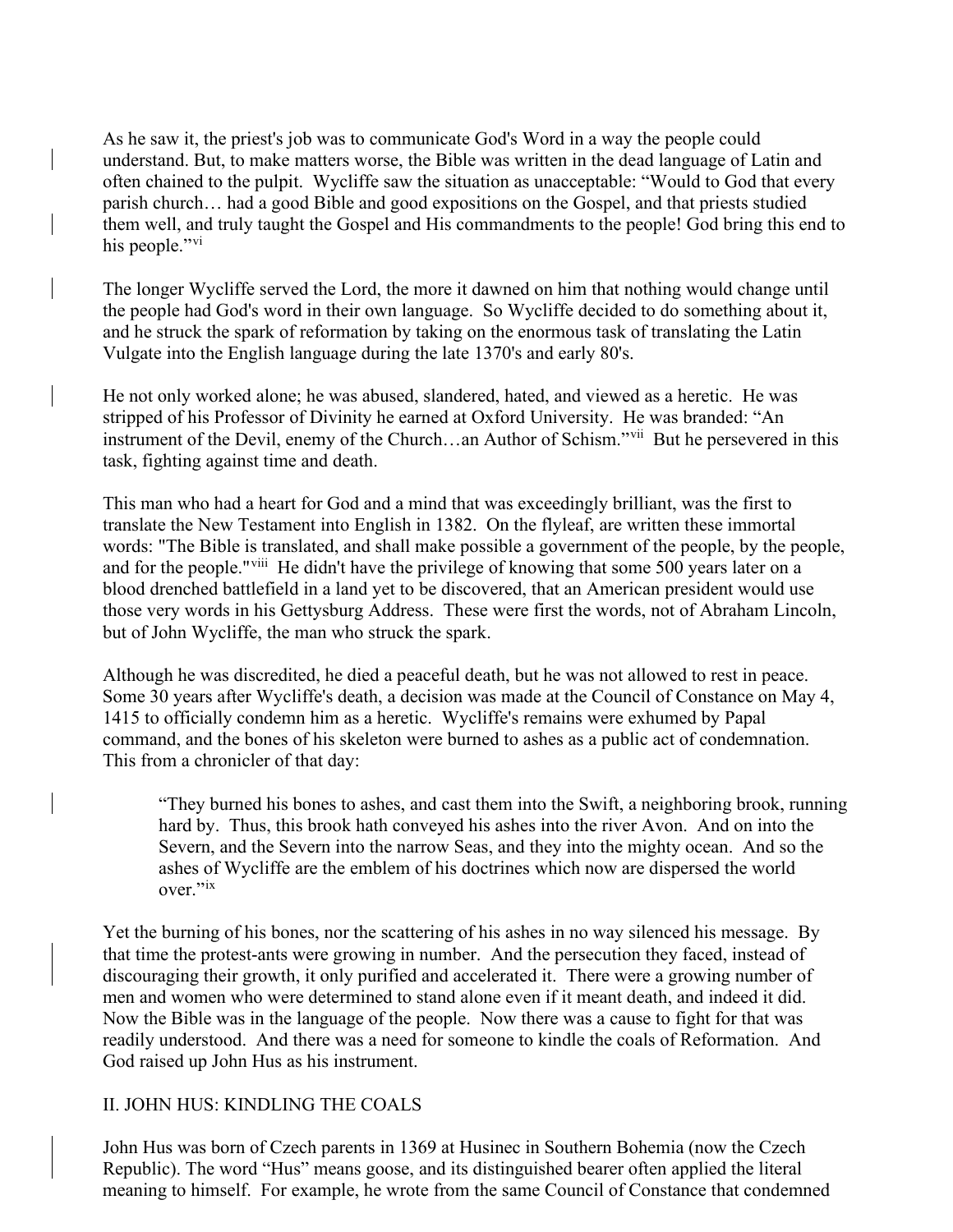As he saw it, the priest's job was to communicate God's Word in a way the people could understand. But, to make matters worse, the Bible was written in the dead language of Latin and often chained to the pulpit. Wycliffe saw the situation as unacceptable: "Would to God that every parish church… had a good Bible and good expositions on the Gospel, and that priests studied them well, and truly taught the Gospel and His commandments to the people! God bring this end to his people."[vi]

The longer Wycliffe served the Lord, the more it dawned on him that nothing would change until the people had God's word in their own language. So Wycliffe decided to do something about it, and he struck the spark of reformation by taking on the enormous task of translating the Latin Vulgate into the English language during the late 1370's and early 80's.

He not only worked alone; he was abused, slandered, hated, and viewed as a heretic. He was stripped of his Professor of Divinity he earned at Oxford University. He was branded: "An instrument of the Devil, enemy of the Church…an Author of Schism."[vii] But he persevered in this task, fighting against time and death.

This man who had a heart for God and a mind that was exceedingly brilliant, was the first to translate the New Testament into English in 1382. On the flyleaf, are written these immortal words: "The Bible is translated, and shall make possible a government of the people, by the people, and for the people."[viii] He didn't have the privilege of knowing that some 500 years later on a blood drenched battlefield in a land yet to be discovered, that an American president would use those very words in his Gettysburg Address. These were first the words, not of Abraham Lincoln, but of John Wycliffe, the man who struck the spark.

Although he was discredited, he died a peaceful death, but he was not allowed to rest in peace. Some 30 years after Wycliffe's death, a decision was made at the Council of Constance on May 4, 1415 to officially condemn him as a heretic. Wycliffe's remains were exhumed by Papal command, and the bones of his skeleton were burned to ashes as a public act of condemnation. This from a chronicler of that day:

> "They burned his bones to ashes, and cast them into the Swift, a neighboring brook, running hard by. Thus, this brook hath conveyed his ashes into the river Avon. And on into the Severn, and the Severn into the narrow Seas, and they into the mighty ocean. And so the ashes of Wycliffe are the emblem of his doctrines which now are dispersed the world over."[ix]

Yet the burning of his bones, nor the scattering of his ashes in no way silenced his message. By that time the protest-ants were growing in number. And the persecution they faced, instead of discouraging their growth, it only purified and accelerated it. There were a growing number of men and women who were determined to stand alone even if it meant death, and indeed it did. Now the Bible was in the language of the people. Now there was a cause to fight for that was readily understood. And there was a need for someone to kindle the coals of Reformation. And God raised up John Hus as his instrument.

## II. JOHN HUS: KINDLING THE COALS

John Hus was born of Czech parents in 1369 at Husinec in Southern Bohemia (now the Czech Republic). The word "Hus" means goose, and its distinguished bearer often applied the literal meaning to himself. For example, he wrote from the same Council of Constance that condemned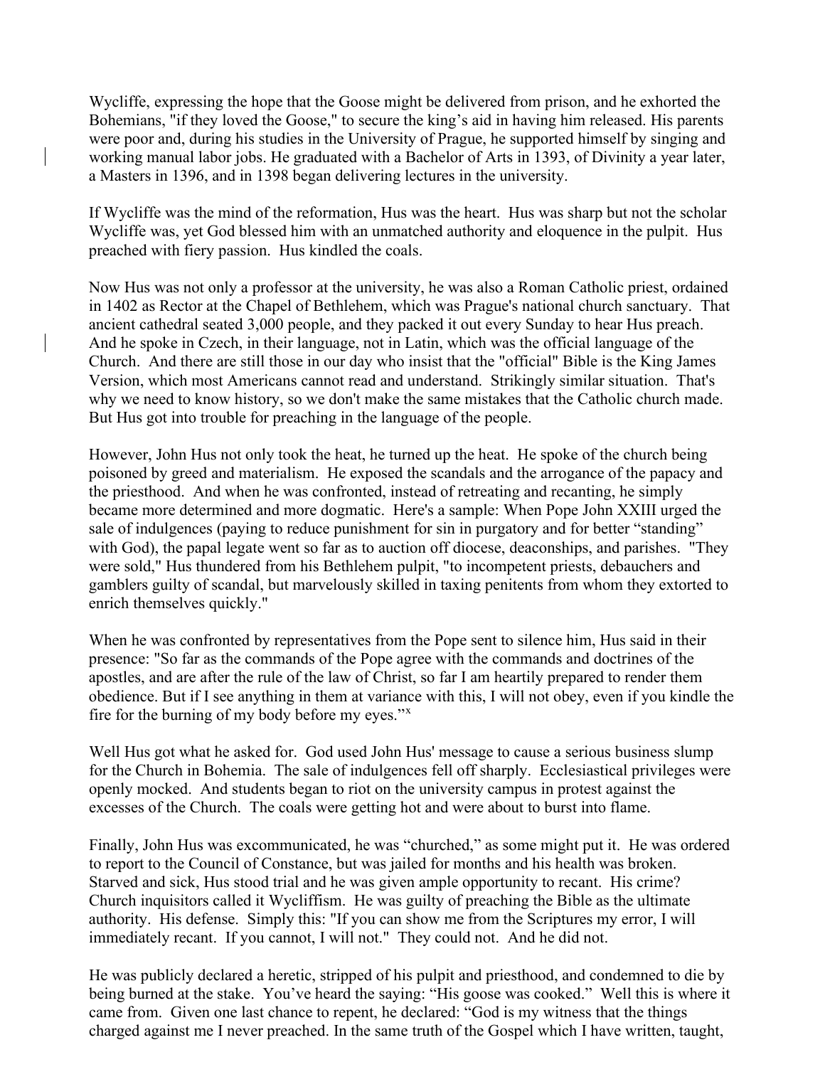Wycliffe, expressing the hope that the Goose might be delivered from prison, and he exhorted the Bohemians, "if they loved the Goose," to secure the king's aid in having him released. His parents were poor and, during his studies in the University of Prague, he supported himself by singing and working manual labor jobs. He graduated with a Bachelor of Arts in 1393, of Divinity a year later, a Masters in 1396, and in 1398 began delivering lectures in the university.

If Wycliffe was the mind of the reformation, Hus was the heart. Hus was sharp but not the scholar Wycliffe was, yet God blessed him with an unmatched authority and eloquence in the pulpit. Hus preached with fiery passion. Hus kindled the coals.

Now Hus was not only a professor at the university, he was also a Roman Catholic priest, ordained in 1402 as Rector at the Chapel of Bethlehem, which was Prague's national church sanctuary. That ancient cathedral seated 3,000 people, and they packed it out every Sunday to hear Hus preach. And he spoke in Czech, in their language, not in Latin, which was the official language of the Church. And there are still those in our day who insist that the "official" Bible is the King James Version, which most Americans cannot read and understand. Strikingly similar situation. That's why we need to know history, so we don't make the same mistakes that the Catholic church made. But Hus got into trouble for preaching in the language of the people.

However, John Hus not only took the heat, he turned up the heat. He spoke of the church being poisoned by greed and materialism. He exposed the scandals and the arrogance of the papacy and the priesthood. And when he was confronted, instead of retreating and recanting, he simply became more determined and more dogmatic. Here's a sample: When Pope John XXIII urged the sale of indulgences (paying to reduce punishment for sin in purgatory and for better "standing" with God), the papal legate went so far as to auction off diocese, deaconships, and parishes. "They were sold," Hus thundered from his Bethlehem pulpit, "to incompetent priests, debauchers and gamblers guilty of scandal, but marvelously skilled in taxing penitents from whom they extorted to enrich themselves quickly."

When he was confronted by representatives from the Pope sent to silence him, Hus said in their presence: "So far as the commands of the Pope agree with the commands and doctrines of the apostles, and are after the rule of the law of Christ, so far I am heartily prepared to render them obedience. But if I see anything in them at variance with this, I will not obey, even if you kindle the fire for the burning of my body before my eyes."[x]

Well Hus got what he asked for. God used John Hus' message to cause a serious business slump for the Church in Bohemia. The sale of indulgences fell off sharply. Ecclesiastical privileges were openly mocked. And students began to riot on the university campus in protest against the excesses of the Church. The coals were getting hot and were about to burst into flame.

Finally, John Hus was excommunicated, he was "churched," as some might put it. He was ordered to report to the Council of Constance, but was jailed for months and his health was broken. Starved and sick, Hus stood trial and he was given ample opportunity to recant. His crime? Church inquisitors called it Wycliffism. He was guilty of preaching the Bible as the ultimate authority. His defense. Simply this: "If you can show me from the Scriptures my error, I will immediately recant. If you cannot, I will not." They could not. And he did not.

He was publicly declared a heretic, stripped of his pulpit and priesthood, and condemned to die by being burned at the stake. You've heard the saying: "His goose was cooked." Well this is where it came from. Given one last chance to repent, he declared: "God is my witness that the things charged against me I never preached. In the same truth of the Gospel which I have written, taught,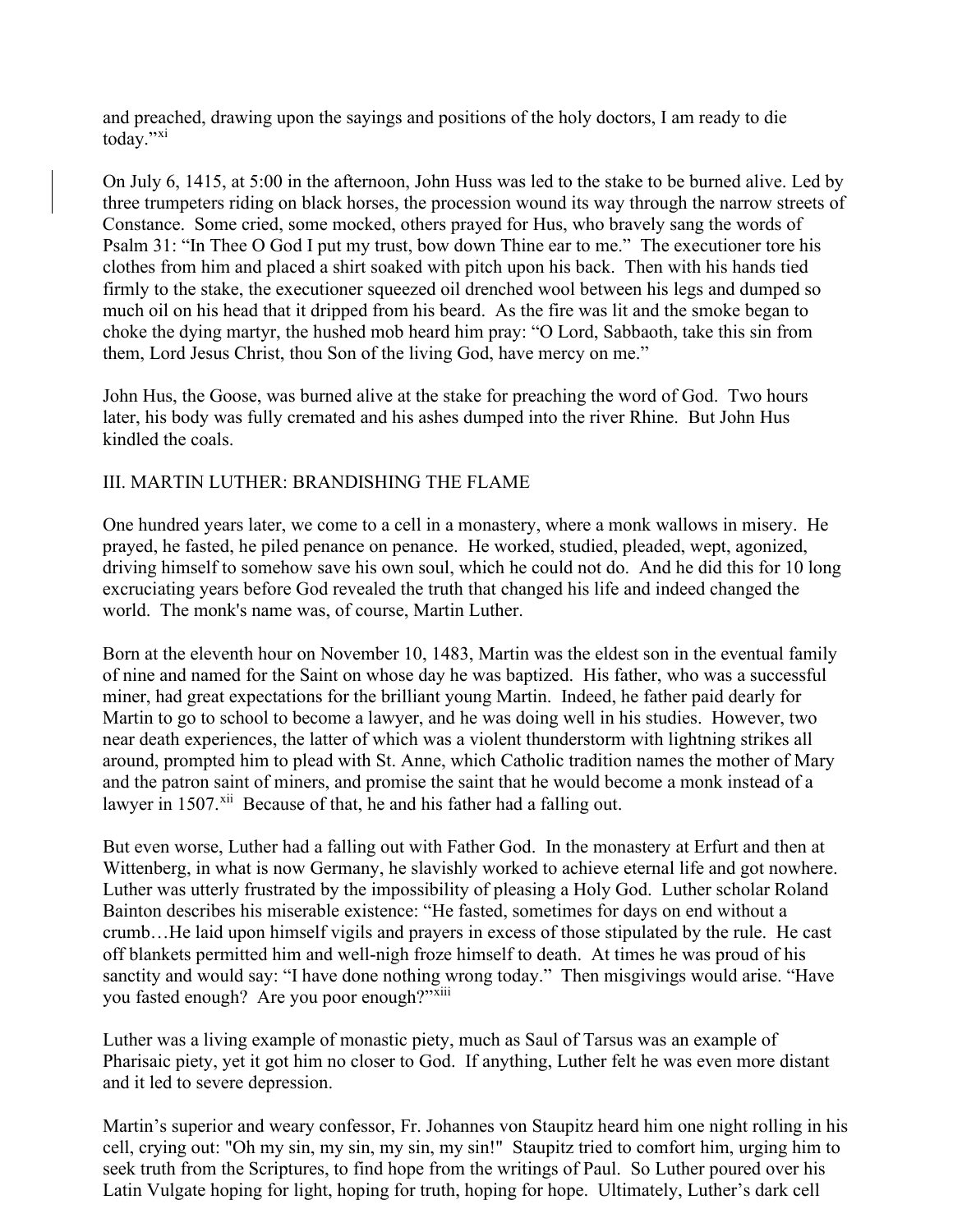and preached, drawing upon the sayings and positions of the holy doctors, I am ready to die today."[xi]

On July 6, 1415, at 5:00 in the afternoon, John Huss was led to the stake to be burned alive. Led by three trumpeters riding on black horses, the procession wound its way through the narrow streets of Constance. Some cried, some mocked, others prayed for Hus, who bravely sang the words of Psalm 31: "In Thee O God I put my trust, bow down Thine ear to me." The executioner tore his clothes from him and placed a shirt soaked with pitch upon his back. Then with his hands tied firmly to the stake, the executioner squeezed oil drenched wool between his legs and dumped so much oil on his head that it dripped from his beard. As the fire was lit and the smoke began to choke the dying martyr, the hushed mob heard him pray: "O Lord, Sabbaoth, take this sin from them, Lord Jesus Christ, thou Son of the living God, have mercy on me."

John Hus, the Goose, was burned alive at the stake for preaching the word of God. Two hours later, his body was fully cremated and his ashes dumped into the river Rhine. But John Hus kindled the coals.

## III. MARTIN LUTHER: BRANDISHING THE FLAME

One hundred years later, we come to a cell in a monastery, where a monk wallows in misery. He prayed, he fasted, he piled penance on penance. He worked, studied, pleaded, wept, agonized, driving himself to somehow save his own soul, which he could not do. And he did this for 10 long excruciating years before God revealed the truth that changed his life and indeed changed the world. The monk's name was, of course, Martin Luther.

Born at the eleventh hour on November 10, 1483, Martin was the eldest son in the eventual family of nine and named for the Saint on whose day he was baptized. His father, who was a successful miner, had great expectations for the brilliant young Martin. Indeed, he father paid dearly for Martin to go to school to become a lawyer, and he was doing well in his studies. However, two near death experiences, the latter of which was a violent thunderstorm with lightning strikes all around, prompted him to plead with St. Anne, which Catholic tradition names the mother of Mary and the patron saint of miners, and promise the saint that he would become a monk instead of a lawyer in 1507.[xii] Because of that, he and his father had a falling out.

But even worse, Luther had a falling out with Father God. In the monastery at Erfurt and then at Wittenberg, in what is now Germany, he slavishly worked to achieve eternal life and got nowhere. Luther was utterly frustrated by the impossibility of pleasing a Holy God. Luther scholar Roland Bainton describes his miserable existence: "He fasted, sometimes for days on end without a crumb…He laid upon himself vigils and prayers in excess of those stipulated by the rule. He cast off blankets permitted him and well-nigh froze himself to death. At times he was proud of his sanctity and would say: "I have done nothing wrong today." Then misgivings would arise. "Have you fasted enough? Are you poor enough?""[xiii]

Luther was a living example of monastic piety, much as Saul of Tarsus was an example of Pharisaic piety, yet it got him no closer to God. If anything, Luther felt he was even more distant and it led to severe depression.

Martin's superior and weary confessor, Fr. Johannes von Staupitz heard him one night rolling in his cell, crying out: "Oh my sin, my sin, my sin, my sin!" Staupitz tried to comfort him, urging him to seek truth from the Scriptures, to find hope from the writings of Paul. So Luther poured over his Latin Vulgate hoping for light, hoping for truth, hoping for hope. Ultimately, Luther's dark cell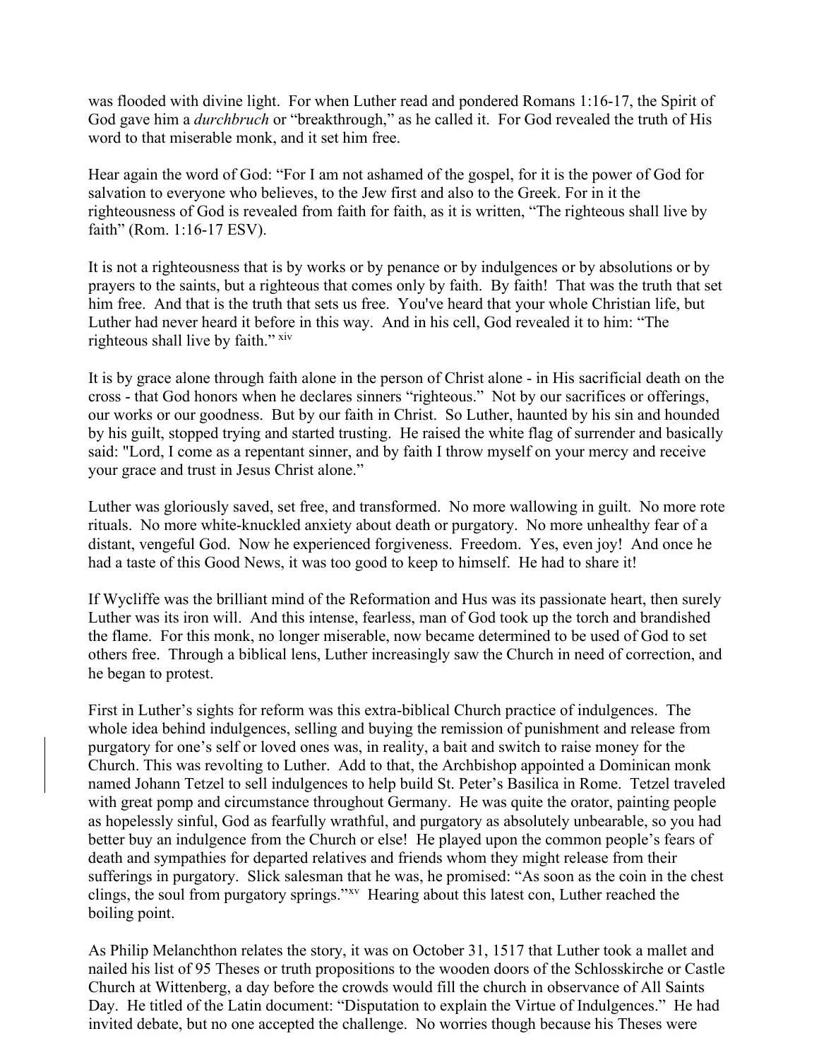was flooded with divine light. For when Luther read and pondered Romans 1:16-17, the Spirit of God gave him a *durchbruch* or "breakthrough," as he called it. For God revealed the truth of His word to that miserable monk, and it set him free.

Hear again the word of God: "For I am not ashamed of the gospel, for it is the power of God for salvation to everyone who believes, to the Jew first and also to the Greek. For in it the righteousness of God is revealed from faith for faith, as it is written, "The righteous shall live by faith" (Rom. 1:16-17 ESV).

It is not a righteousness that is by works or by penance or by indulgences or by absolutions or by prayers to the saints, but a righteous that comes only by faith. By faith! That was the truth that set him free. And that is the truth that sets us free. You've heard that your whole Christian life, but Luther had never heard it before in this way. And in his cell, God revealed it to him: "The righteous shall live by faith." [xiv]

It is by grace alone through faith alone in the person of Christ alone - in His sacrificial death on the cross - that God honors when he declares sinners "righteous." Not by our sacrifices or offerings, our works or our goodness. But by our faith in Christ. So Luther, haunted by his sin and hounded by his guilt, stopped trying and started trusting. He raised the white flag of surrender and basically said: "Lord, I come as a repentant sinner, and by faith I throw myself on your mercy and receive your grace and trust in Jesus Christ alone."

Luther was gloriously saved, set free, and transformed. No more wallowing in guilt. No more rote rituals. No more white-knuckled anxiety about death or purgatory. No more unhealthy fear of a distant, vengeful God. Now he experienced forgiveness. Freedom. Yes, even joy! And once he had a taste of this Good News, it was too good to keep to himself. He had to share it!

If Wycliffe was the brilliant mind of the Reformation and Hus was its passionate heart, then surely Luther was its iron will. And this intense, fearless, man of God took up the torch and brandished the flame. For this monk, no longer miserable, now became determined to be used of God to set others free. Through a biblical lens, Luther increasingly saw the Church in need of correction, and he began to protest.

First in Luther's sights for reform was this extra-biblical Church practice of indulgences. The whole idea behind indulgences, selling and buying the remission of punishment and release from purgatory for one's self or loved ones was, in reality, a bait and switch to raise money for the Church. This was revolting to Luther. Add to that, the Archbishop appointed a Dominican monk named Johann Tetzel to sell indulgences to help build St. Peter's Basilica in Rome. Tetzel traveled with great pomp and circumstance throughout Germany. He was quite the orator, painting people as hopelessly sinful, God as fearfully wrathful, and purgatory as absolutely unbearable, so you had better buy an indulgence from the Church or else! He played upon the common people's fears of death and sympathies for departed relatives and friends whom they might release from their sufferings in purgatory. Slick salesman that he was, he promised: "As soon as the coin in the chest clings, the soul from purgatory springs."[xv] Hearing about this latest con, Luther reached the boiling point.

As Philip Melanchthon relates the story, it was on October 31, 1517 that Luther took a mallet and nailed his list of 95 Theses or truth propositions to the wooden doors of the Schlosskirche or Castle Church at Wittenberg, a day before the crowds would fill the church in observance of All Saints Day. He titled of the Latin document: "Disputation to explain the Virtue of Indulgences." He had invited debate, but no one accepted the challenge. No worries though because his Theses were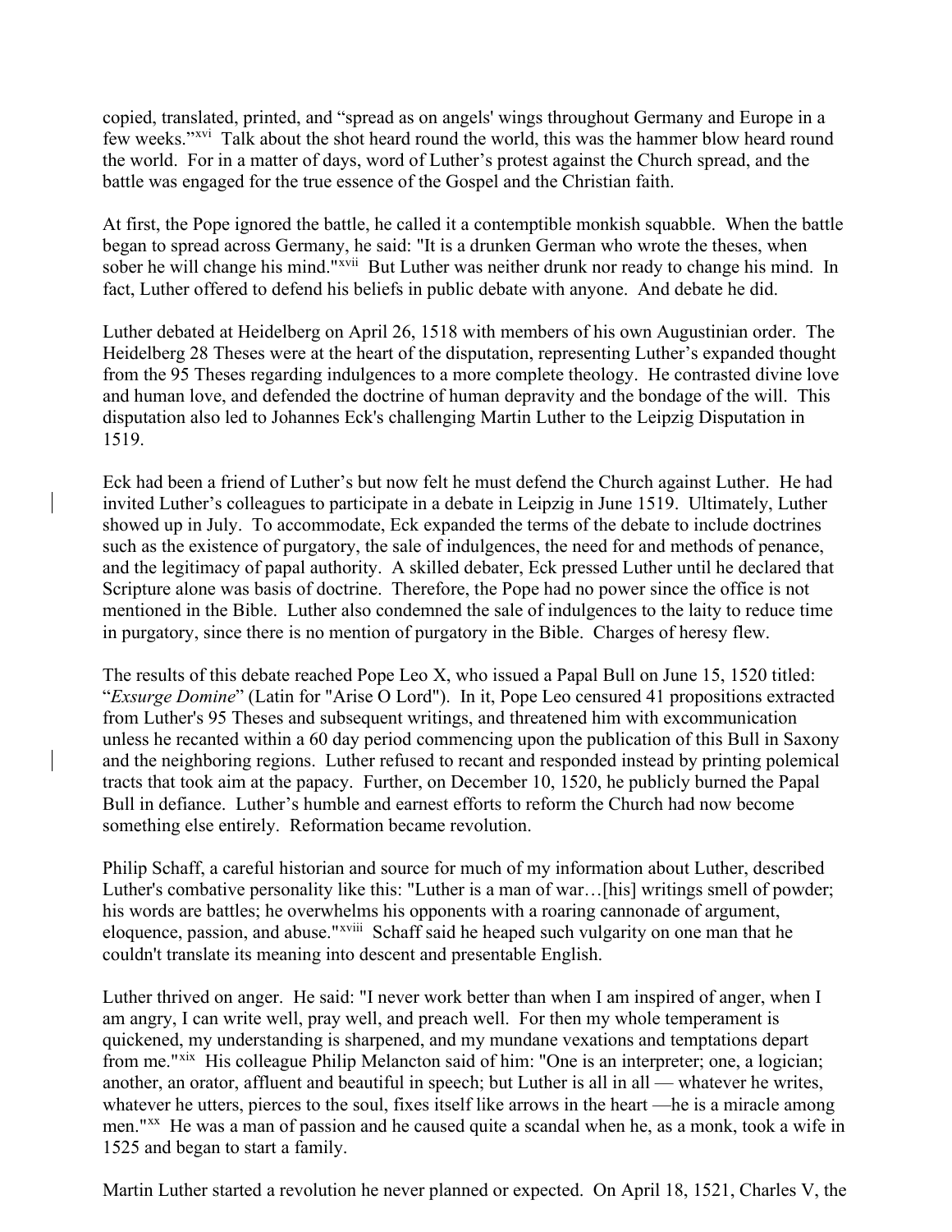copied, translated, printed, and "spread as on angels' wings throughout Germany and Europe in a few weeks."[xvi] Talk about the shot heard round the world, this was the hammer blow heard round the world. For in a matter of days, word of Luther's protest against the Church spread, and the battle was engaged for the true essence of the Gospel and the Christian faith.

At first, the Pope ignored the battle, he called it a contemptible monkish squabble. When the battle began to spread across Germany, he said: "It is a drunken German who wrote the theses, when sober he will change his mind."[xvii] But Luther was neither drunk nor ready to change his mind. In fact, Luther offered to defend his beliefs in public debate with anyone. And debate he did.

Luther debated at Heidelberg on April 26, 1518 with members of his own Augustinian order. The Heidelberg 28 Theses were at the heart of the disputation, representing Luther's expanded thought from the 95 Theses regarding indulgences to a more complete theology. He contrasted divine love and human love, and defended the doctrine of human depravity and the bondage of the will. This disputation also led to Johannes Eck's challenging Martin Luther to the Leipzig Disputation in 1519.

Eck had been a friend of Luther's but now felt he must defend the Church against Luther. He had invited Luther's colleagues to participate in a debate in Leipzig in June 1519. Ultimately, Luther showed up in July. To accommodate, Eck expanded the terms of the debate to include doctrines such as the existence of purgatory, the sale of indulgences, the need for and methods of penance, and the legitimacy of papal authority. A skilled debater, Eck pressed Luther until he declared that Scripture alone was basis of doctrine. Therefore, the Pope had no power since the office is not mentioned in the Bible. Luther also condemned the sale of indulgences to the laity to reduce time in purgatory, since there is no mention of purgatory in the Bible. Charges of heresy flew.

The results of this debate reached Pope Leo X, who issued a Papal Bull on June 15, 1520 titled: "*Exsurge Domine*" (Latin for "Arise O Lord"). In it, Pope Leo censured 41 propositions extracted from Luther's 95 Theses and subsequent writings, and threatened him with excommunication unless he recanted within a 60 day period commencing upon the publication of this Bull in Saxony and the neighboring regions. Luther refused to recant and responded instead by printing polemical tracts that took aim at the papacy. Further, on December 10, 1520, he publicly burned the Papal Bull in defiance. Luther's humble and earnest efforts to reform the Church had now become something else entirely. Reformation became revolution.

Philip Schaff, a careful historian and source for much of my information about Luther, described Luther's combative personality like this: "Luther is a man of war…[his] writings smell of powder; his words are battles; he overwhelms his opponents with a roaring cannonade of argument, eloquence, passion, and abuse."[xviii] Schaff said he heaped such vulgarity on one man that he couldn't translate its meaning into descent and presentable English.

Luther thrived on anger. He said: "I never work better than when I am inspired of anger, when I am angry, I can write well, pray well, and preach well. For then my whole temperament is quickened, my understanding is sharpened, and my mundane vexations and temptations depart from me."[xix] His colleague Philip Melancton said of him: "One is an interpreter; one, a logician; another, an orator, affluent and beautiful in speech; but Luther is all in all — whatever he writes, whatever he utters, pierces to the soul, fixes itself like arrows in the heart —he is a miracle among men."[xx] He was a man of passion and he caused quite a scandal when he, as a monk, took a wife in 1525 and began to start a family.

Martin Luther started a revolution he never planned or expected. On April 18, 1521, Charles V, the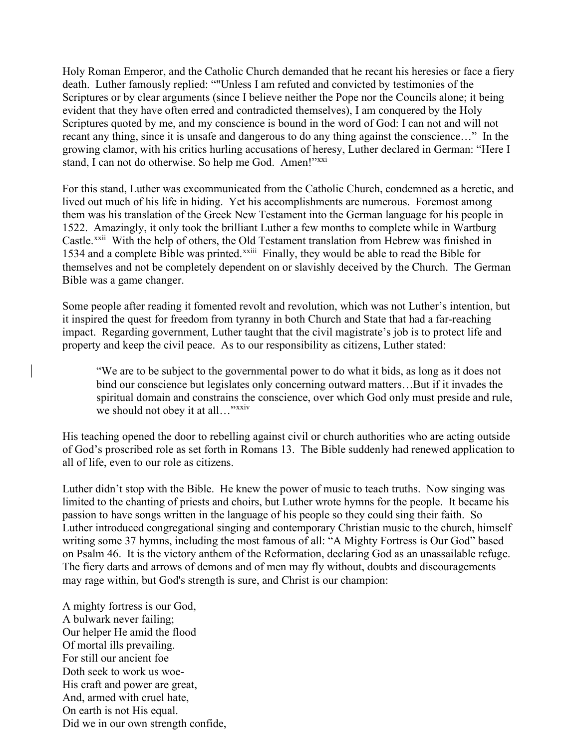Holy Roman Emperor, and the Catholic Church demanded that he recant his heresies or face a fiery death. Luther famously replied: ""Unless I am refuted and convicted by testimonies of the Scriptures or by clear arguments (since I believe neither the Pope nor the Councils alone; it being evident that they have often erred and contradicted themselves), I am conquered by the Holy Scriptures quoted by me, and my conscience is bound in the word of God: I can not and will not recant any thing, since it is unsafe and dangerous to do any thing against the conscience…" In the growing clamor, with his critics hurling accusations of heresy, Luther declared in German: "Here I stand, I can not do otherwise. So help me God. Amen!"[xxi]

For this stand, Luther was excommunicated from the Catholic Church, condemned as a heretic, and lived out much of his life in hiding. Yet his accomplishments are numerous. Foremost among them was his translation of the Greek New Testament into the German language for his people in 1522. Amazingly, it only took the brilliant Luther a few months to complete while in Wartburg Castle.[xxii] With the help of others, the Old Testament translation from Hebrew was finished in 1534 and a complete Bible was printed.[xxiii] Finally, they would be able to read the Bible for themselves and not be completely dependent on or slavishly deceived by the Church. The German Bible was a game changer.

Some people after reading it fomented revolt and revolution, which was not Luther's intention, but it inspired the quest for freedom from tyranny in both Church and State that had a far-reaching impact. Regarding government, Luther taught that the civil magistrate's job is to protect life and property and keep the civil peace. As to our responsibility as citizens, Luther stated:

> "We are to be subject to the governmental power to do what it bids, as long as it does not bind our conscience but legislates only concerning outward matters…But if it invades the spiritual domain and constrains the conscience, over which God only must preside and rule, we should not obey it at all…"[xxiv]

His teaching opened the door to rebelling against civil or church authorities who are acting outside of God's proscribed role as set forth in Romans 13. The Bible suddenly had renewed application to all of life, even to our role as citizens.

Luther didn't stop with the Bible. He knew the power of music to teach truths. Now singing was limited to the chanting of priests and choirs, but Luther wrote hymns for the people. It became his passion to have songs written in the language of his people so they could sing their faith. So Luther introduced congregational singing and contemporary Christian music to the church, himself writing some 37 hymns, including the most famous of all: "A Mighty Fortress is Our God" based on Psalm 46. It is the victory anthem of the Reformation, declaring God as an unassailable refuge. The fiery darts and arrows of demons and of men may fly without, doubts and discouragements may rage within, but God's strength is sure, and Christ is our champion:

A mighty fortress is our God,
A bulwark never failing;
Our helper He amid the flood
Of mortal ills prevailing.
For still our ancient foe
Doth seek to work us woe-
His craft and power are great,
And, armed with cruel hate,
On earth is not His equal.
Did we in our own strength confide,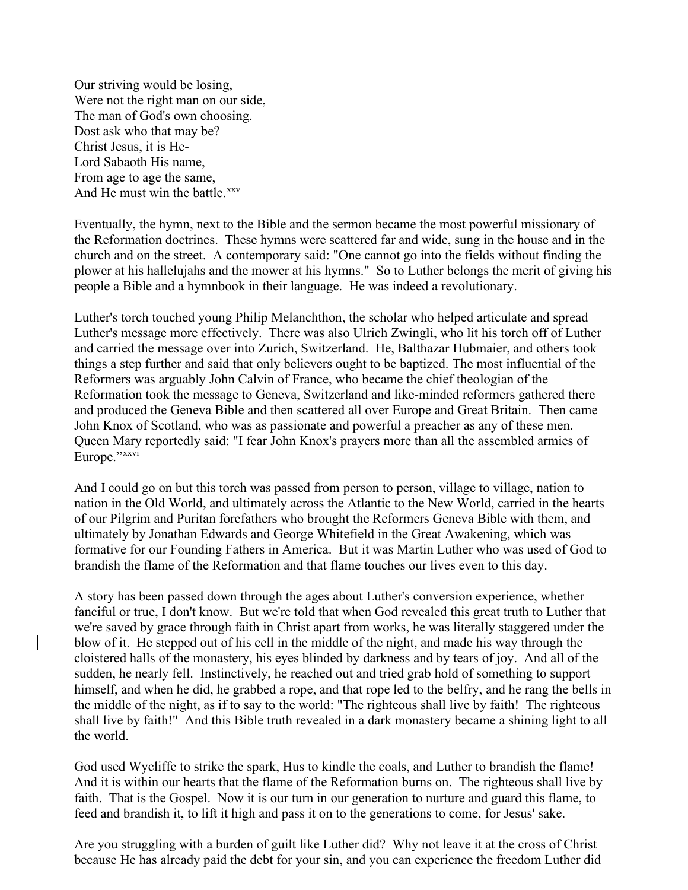Our striving would be losing,  
Were not the right man on our side,  
The man of God's own choosing.  
Dost ask who that may be?  
Christ Jesus, it is He-  
Lord Sabaoth His name,  
From age to age the same,  
And He must win the battle.[xxv]

Eventually, the hymn, next to the Bible and the sermon became the most powerful missionary of the Reformation doctrines. These hymns were scattered far and wide, sung in the house and in the church and on the street. A contemporary said: "One cannot go into the fields without finding the plower at his hallelujahs and the mower at his hymns." So to Luther belongs the merit of giving his people a Bible and a hymnbook in their language. He was indeed a revolutionary.

Luther's torch touched young Philip Melanchthon, the scholar who helped articulate and spread Luther's message more effectively. There was also Ulrich Zwingli, who lit his torch off of Luther and carried the message over into Zurich, Switzerland. He, Balthazar Hubmaier, and others took things a step further and said that only believers ought to be baptized. The most influential of the Reformers was arguably John Calvin of France, who became the chief theologian of the Reformation took the message to Geneva, Switzerland and like-minded reformers gathered there and produced the Geneva Bible and then scattered all over Europe and Great Britain. Then came John Knox of Scotland, who was as passionate and powerful a preacher as any of these men. Queen Mary reportedly said: "I fear John Knox's prayers more than all the assembled armies of Europe."[xxvi]

And I could go on but this torch was passed from person to person, village to village, nation to nation in the Old World, and ultimately across the Atlantic to the New World, carried in the hearts of our Pilgrim and Puritan forefathers who brought the Reformers Geneva Bible with them, and ultimately by Jonathan Edwards and George Whitefield in the Great Awakening, which was formative for our Founding Fathers in America. But it was Martin Luther who was used of God to brandish the flame of the Reformation and that flame touches our lives even to this day.

A story has been passed down through the ages about Luther's conversion experience, whether fanciful or true, I don't know. But we're told that when God revealed this great truth to Luther that we're saved by grace through faith in Christ apart from works, he was literally staggered under the blow of it. He stepped out of his cell in the middle of the night, and made his way through the cloistered halls of the monastery, his eyes blinded by darkness and by tears of joy. And all of the sudden, he nearly fell. Instinctively, he reached out and tried grab hold of something to support himself, and when he did, he grabbed a rope, and that rope led to the belfry, and he rang the bells in the middle of the night, as if to say to the world: "The righteous shall live by faith! The righteous shall live by faith!" And this Bible truth revealed in a dark monastery became a shining light to all the world.

God used Wycliffe to strike the spark, Hus to kindle the coals, and Luther to brandish the flame! And it is within our hearts that the flame of the Reformation burns on. The righteous shall live by faith. That is the Gospel. Now it is our turn in our generation to nurture and guard this flame, to feed and brandish it, to lift it high and pass it on to the generations to come, for Jesus' sake.

Are you struggling with a burden of guilt like Luther did? Why not leave it at the cross of Christ because He has already paid the debt for your sin, and you can experience the freedom Luther did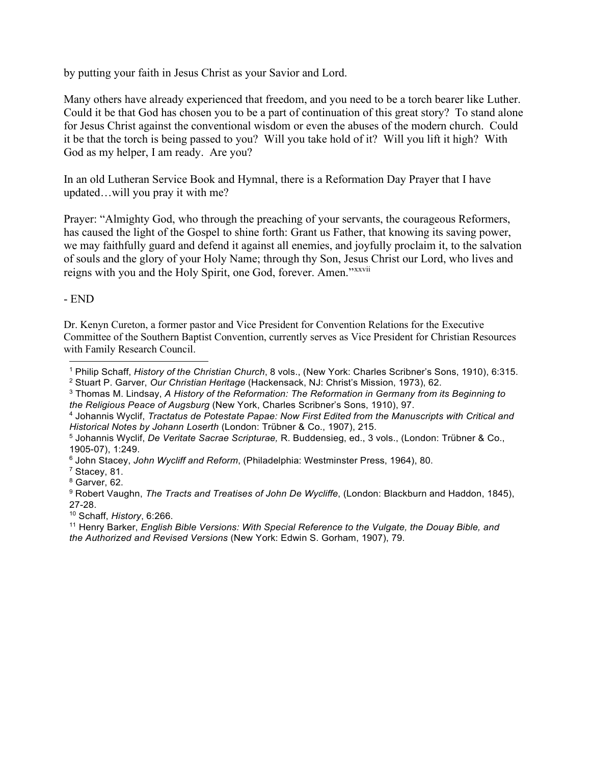by putting your faith in Jesus Christ as your Savior and Lord.

Many others have already experienced that freedom, and you need to be a torch bearer like Luther. Could it be that God has chosen you to be a part of continuation of this great story? To stand alone for Jesus Christ against the conventional wisdom or even the abuses of the modern church. Could it be that the torch is being passed to you? Will you take hold of it? Will you lift it high? With God as my helper, I am ready. Are you?

In an old Lutheran Service Book and Hymnal, there is a Reformation Day Prayer that I have updated…will you pray it with me?

Prayer: "Almighty God, who through the preaching of your servants, the courageous Reformers, has caused the light of the Gospel to shine forth: Grant us Father, that knowing its saving power, we may faithfully guard and defend it against all enemies, and joyfully proclaim it, to the salvation of souls and the glory of your Holy Name; through thy Son, Jesus Christ our Lord, who lives and reigns with you and the Holy Spirit, one God, forever. Amen."[xxvii]

- END

Dr. Kenyn Cureton, a former pastor and Vice President for Convention Relations for the Executive Committee of the Southern Baptist Convention, currently serves as Vice President for Christian Resources with Family Research Council.

---

[1] Philip Schaff, *History of the Christian Church*, 8 vols., (New York: Charles Scribner's Sons, 1910), 6:315.
[2] Stuart P. Garver, *Our Christian Heritage* (Hackensack, NJ: Christ's Mission, 1973), 62.
[3] Thomas M. Lindsay, *A History of the Reformation: The Reformation in Germany from its Beginning to the Religious Peace of Augsburg* (New York, Charles Scribner's Sons, 1910), 97.
[4] Johannis Wyclif, *Tractatus de Potestate Papae: Now First Edited from the Manuscripts with Critical and Historical Notes by Johann Loserth* (London: Trübner & Co., 1907), 215.
[5] Johannis Wyclif, *De Veritate Sacrae Scripturae,* R. Buddensieg, ed., 3 vols., (London: Trübner & Co., 1905-07), 1:249.
[6] John Stacey, *John Wycliff and Reform*, (Philadelphia: Westminster Press, 1964), 80.
[7] Stacey, 81.
[8] Garver, 62.
[9] Robert Vaughn, *The Tracts and Treatises of John De Wycliffe*, (London: Blackburn and Haddon, 1845), 27-28.
[10] Schaff, *History*, 6:266.
[11] Henry Barker, *English Bible Versions: With Special Reference to the Vulgate, the Douay Bible, and the Authorized and Revised Versions* (New York: Edwin S. Gorham, 1907), 79.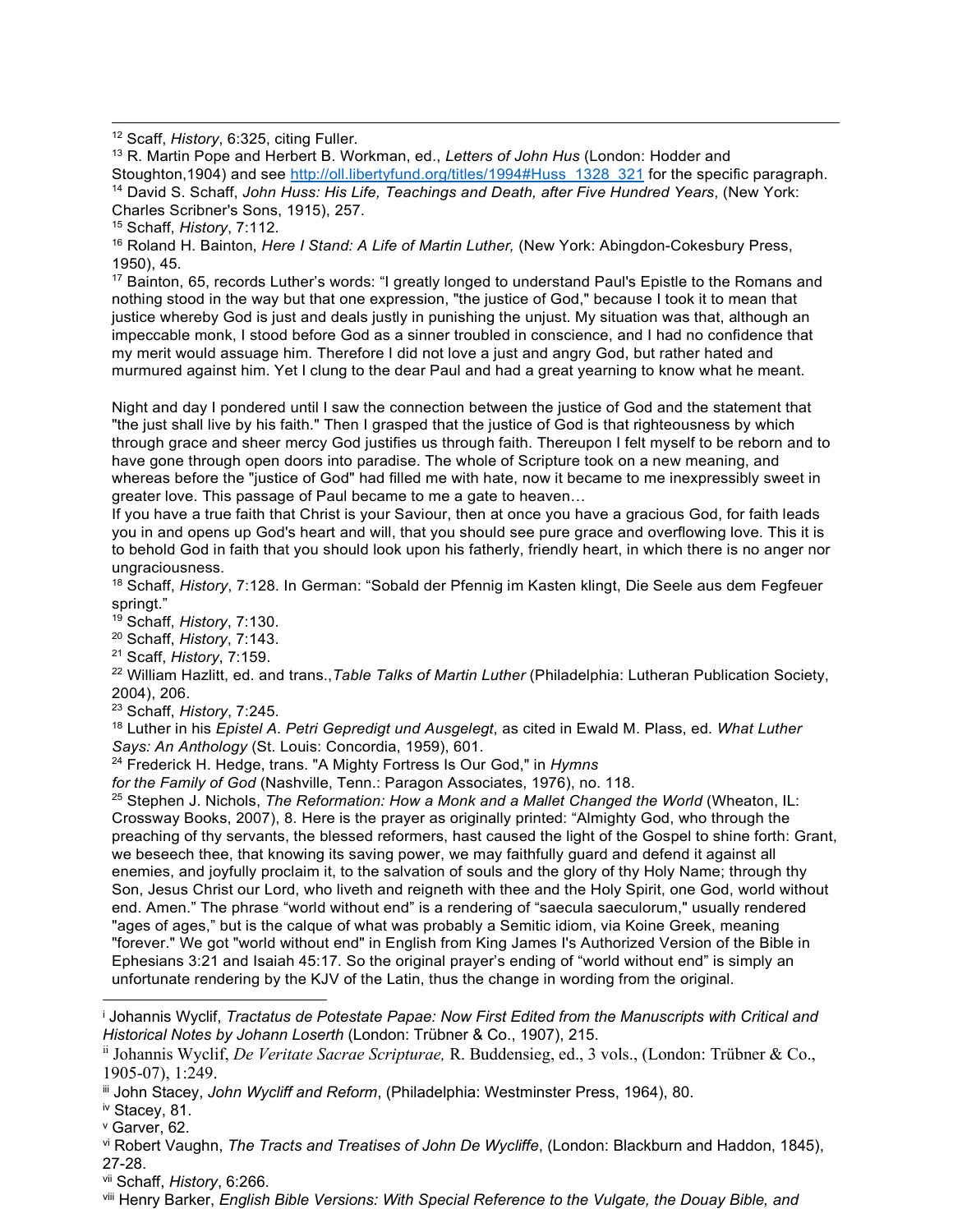[12] Scaff, *History*, 6:325, citing Fuller.

[13] R. Martin Pope and Herbert B. Workman, ed., *Letters of John Hus* (London: Hodder and Stoughton,1904) and see http://oll.libertyfund.org/titles/1994#Huss_1328_321 for the specific paragraph.

[14] David S. Schaff, *John Huss: His Life, Teachings and Death, after Five Hundred Years*, (New York: Charles Scribner's Sons, 1915), 257.

[15] Schaff, *History*, 7:112.

[16] Roland H. Bainton, *Here I Stand: A Life of Martin Luther,* (New York: Abingdon-Cokesbury Press, 1950), 45.

[17] Bainton, 65, records Luther's words: "I greatly longed to understand Paul's Epistle to the Romans and nothing stood in the way but that one expression, "the justice of God," because I took it to mean that justice whereby God is just and deals justly in punishing the unjust. My situation was that, although an impeccable monk, I stood before God as a sinner troubled in conscience, and I had no confidence that my merit would assuage him. Therefore I did not love a just and angry God, but rather hated and murmured against him. Yet I clung to the dear Paul and had a great yearning to know what he meant.

Night and day I pondered until I saw the connection between the justice of God and the statement that "the just shall live by his faith." Then I grasped that the justice of God is that righteousness by which through grace and sheer mercy God justifies us through faith. Thereupon I felt myself to be reborn and to have gone through open doors into paradise. The whole of Scripture took on a new meaning, and whereas before the "justice of God" had filled me with hate, now it became to me inexpressibly sweet in greater love. This passage of Paul became to me a gate to heaven…

If you have a true faith that Christ is your Saviour, then at once you have a gracious God, for faith leads you in and opens up God's heart and will, that you should see pure grace and overflowing love. This it is to behold God in faith that you should look upon his fatherly, friendly heart, in which there is no anger nor ungraciousness.

[18] Schaff, *History*, 7:128. In German: "Sobald der Pfennig im Kasten klingt, Die Seele aus dem Fegfeuer springt."

[19] Schaff, *History*, 7:130.

[20] Schaff, *History*, 7:143.

[21] Scaff, *History*, 7:159.

[22] William Hazlitt, ed. and trans.,*Table Talks of Martin Luther* (Philadelphia: Lutheran Publication Society, 2004), 206.

[23] Schaff, *History*, 7:245.

[18] Luther in his *Epistel A. Petri Gepredigt und Ausgelegt*, as cited in Ewald M. Plass, ed*. What Luther Says: An Anthology* (St. Louis: Concordia, 1959), 601.

[24] Frederick H. Hedge, trans. "A Mighty Fortress Is Our God," in *Hymns for the Family of God* (Nashville, Tenn.: Paragon Associates, 1976), no. 118.

[25] Stephen J. Nichols, *The Reformation: How a Monk and a Mallet Changed the World* (Wheaton, IL: Crossway Books, 2007), 8. Here is the prayer as originally printed: "Almighty God, who through the preaching of thy servants, the blessed reformers, hast caused the light of the Gospel to shine forth: Grant, we beseech thee, that knowing its saving power, we may faithfully guard and defend it against all enemies, and joyfully proclaim it, to the salvation of souls and the glory of thy Holy Name; through thy Son, Jesus Christ our Lord, who liveth and reigneth with thee and the Holy Spirit, one God, world without end. Amen." The phrase "world without end" is a rendering of "saecula saeculorum," usually rendered "ages of ages," but is the calque of what was probably a Semitic idiom, via Koine Greek, meaning "forever." We got "world without end" in English from King James I's Authorized Version of the Bible in Ephesians 3:21 and Isaiah 45:17. So the original prayer's ending of "world without end" is simply an unfortunate rendering by the KJV of the Latin, thus the change in wording from the original.

---

[i] Johannis Wyclif, *Tractatus de Potestate Papae: Now First Edited from the Manuscripts with Critical and Historical Notes by Johann Loserth* (London: Trübner & Co., 1907), 215.

[ii] Johannis Wyclif, *De Veritate Sacrae Scripturae,* R. Buddensieg, ed., 3 vols., (London: Trübner & Co., 1905-07), 1:249.

[iii] John Stacey, *John Wycliff and Reform*, (Philadelphia: Westminster Press, 1964), 80.

[iv] Stacey, 81.

[v] Garver, 62.

[vi] Robert Vaughn, *The Tracts and Treatises of John De Wycliffe*, (London: Blackburn and Haddon, 1845), 27-28.

[vii] Schaff, *History*, 6:266.

[viii] Henry Barker, *English Bible Versions: With Special Reference to the Vulgate, the Douay Bible, and*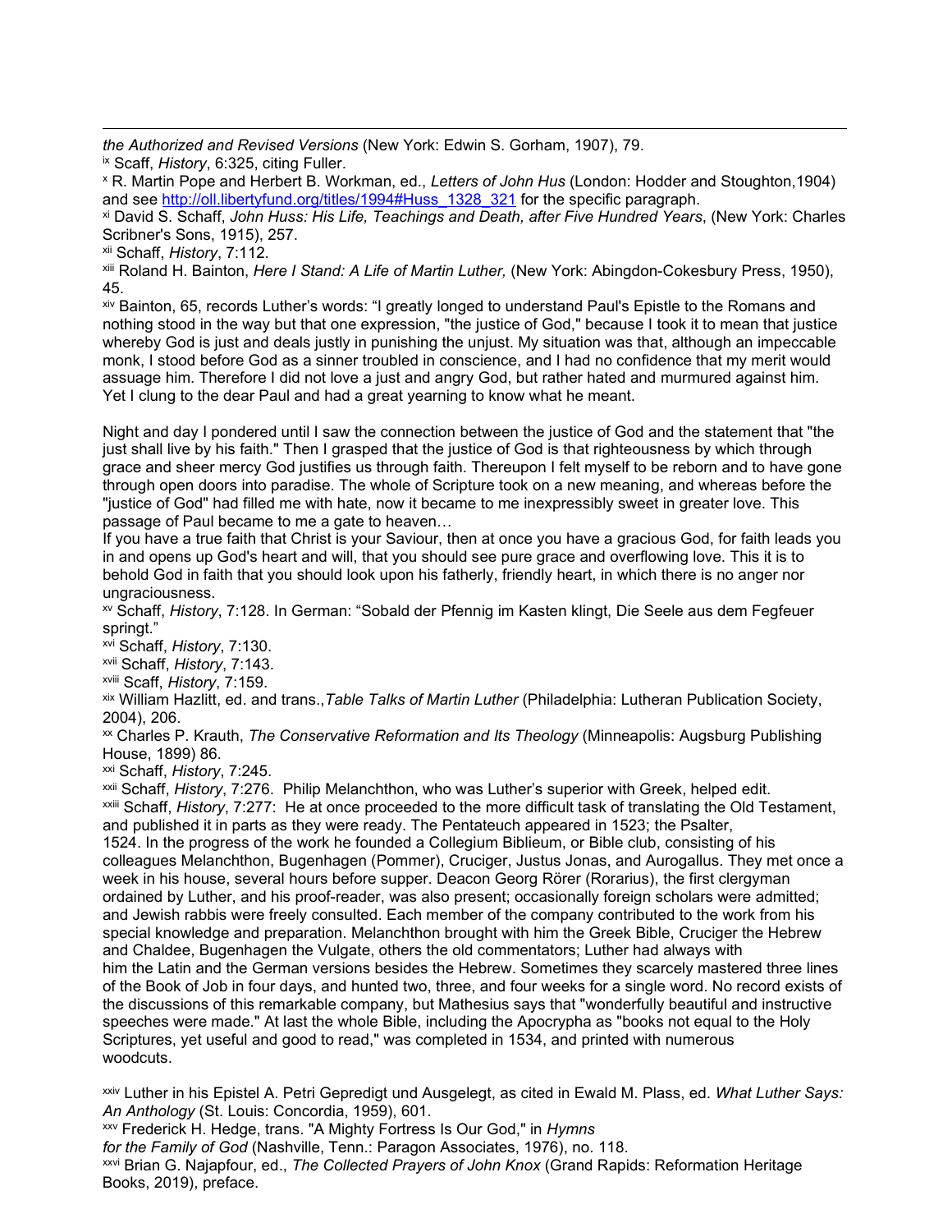*the Authorized and Revised Versions* (New York: Edwin S. Gorham, 1907), 79.

[ix] Scaff, *History*, 6:325, citing Fuller.

[x] R. Martin Pope and Herbert B. Workman, ed., *Letters of John Hus* (London: Hodder and Stoughton,1904) and see http://oll.libertyfund.org/titles/1994#Huss_1328_321 for the specific paragraph.

[xi] David S. Schaff, *John Huss: His Life, Teachings and Death, after Five Hundred Years*, (New York: Charles Scribner's Sons, 1915), 257.

[xii] Schaff, *History*, 7:112.

[xiii] Roland H. Bainton, *Here I Stand: A Life of Martin Luther,* (New York: Abingdon-Cokesbury Press, 1950), 45.

[xiv] Bainton, 65, records Luther's words: "I greatly longed to understand Paul's Epistle to the Romans and nothing stood in the way but that one expression, "the justice of God," because I took it to mean that justice whereby God is just and deals justly in punishing the unjust. My situation was that, although an impeccable monk, I stood before God as a sinner troubled in conscience, and I had no confidence that my merit would assuage him. Therefore I did not love a just and angry God, but rather hated and murmured against him. Yet I clung to the dear Paul and had a great yearning to know what he meant.

Night and day I pondered until I saw the connection between the justice of God and the statement that "the just shall live by his faith." Then I grasped that the justice of God is that righteousness by which through grace and sheer mercy God justifies us through faith. Thereupon I felt myself to be reborn and to have gone through open doors into paradise. The whole of Scripture took on a new meaning, and whereas before the "justice of God" had filled me with hate, now it became to me inexpressibly sweet in greater love. This passage of Paul became to me a gate to heaven…
If you have a true faith that Christ is your Saviour, then at once you have a gracious God, for faith leads you in and opens up God's heart and will, that you should see pure grace and overflowing love. This it is to behold God in faith that you should look upon his fatherly, friendly heart, in which there is no anger nor ungraciousness.

[xv] Schaff, *History*, 7:128. In German: "Sobald der Pfennig im Kasten klingt, Die Seele aus dem Fegfeuer springt."

[xvi] Schaff, *History*, 7:130.

[xvii] Schaff, *History*, 7:143.

[xviii] Scaff, *History*, 7:159.

[xix] William Hazlitt, ed. and trans.,*Table Talks of Martin Luther* (Philadelphia: Lutheran Publication Society, 2004), 206.

[xx] Charles P. Krauth, *The Conservative Reformation and Its Theology* (Minneapolis: Augsburg Publishing House, 1899) 86.

[xxi] Schaff, *History*, 7:245.

[xxii] Schaff, *History*, 7:276. Philip Melanchthon, who was Luther's superior with Greek, helped edit.

[xxiii] Schaff, *History*, 7:277: He at once proceeded to the more difficult task of translating the Old Testament, and published it in parts as they were ready. The Pentateuch appeared in 1523; the Psalter, 1524. In the progress of the work he founded a Collegium Biblieum, or Bible club, consisting of his colleagues Melanchthon, Bugenhagen (Pommer), Cruciger, Justus Jonas, and Aurogallus. They met once a week in his house, several hours before supper. Deacon Georg Rörer (Rorarius), the first clergyman ordained by Luther, and his proof-reader, was also present; occasionally foreign scholars were admitted; and Jewish rabbis were freely consulted. Each member of the company contributed to the work from his special knowledge and preparation. Melanchthon brought with him the Greek Bible, Cruciger the Hebrew and Chaldee, Bugenhagen the Vulgate, others the old commentators; Luther had always with him the Latin and the German versions besides the Hebrew. Sometimes they scarcely mastered three lines of the Book of Job in four days, and hunted two, three, and four weeks for a single word. No record exists of the discussions of this remarkable company, but Mathesius says that "wonderfully beautiful and instructive speeches were made." At last the whole Bible, including the Apocrypha as "books not equal to the Holy Scriptures, yet useful and good to read," was completed in 1534, and printed with numerous woodcuts.

[xxiv] Luther in his Epistel A. Petri Gepredigt und Ausgelegt, as cited in Ewald M. Plass, ed. *What Luther Says: An Anthology* (St. Louis: Concordia, 1959), 601.

[xxv] Frederick H. Hedge, trans. "A Mighty Fortress Is Our God," in *Hymns for the Family of God* (Nashville, Tenn.: Paragon Associates, 1976), no. 118.

[xxvi] Brian G. Najapfour, ed., *The Collected Prayers of John Knox* (Grand Rapids: Reformation Heritage Books, 2019), preface.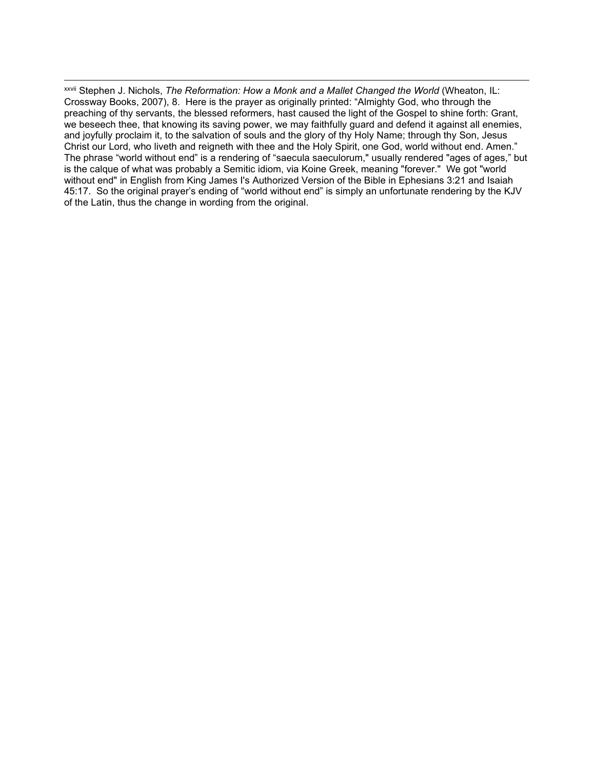[xxvii] Stephen J. Nichols, *The Reformation: How a Monk and a Mallet Changed the World* (Wheaton, IL: Crossway Books, 2007), 8. Here is the prayer as originally printed: "Almighty God, who through the preaching of thy servants, the blessed reformers, hast caused the light of the Gospel to shine forth: Grant, we beseech thee, that knowing its saving power, we may faithfully guard and defend it against all enemies, and joyfully proclaim it, to the salvation of souls and the glory of thy Holy Name; through thy Son, Jesus Christ our Lord, who liveth and reigneth with thee and the Holy Spirit, one God, world without end. Amen." The phrase "world without end" is a rendering of "saecula saeculorum," usually rendered "ages of ages," but is the calque of what was probably a Semitic idiom, via Koine Greek, meaning "forever." We got "world without end" in English from King James I's Authorized Version of the Bible in Ephesians 3:21 and Isaiah 45:17. So the original prayer's ending of "world without end" is simply an unfortunate rendering by the KJV of the Latin, thus the change in wording from the original.